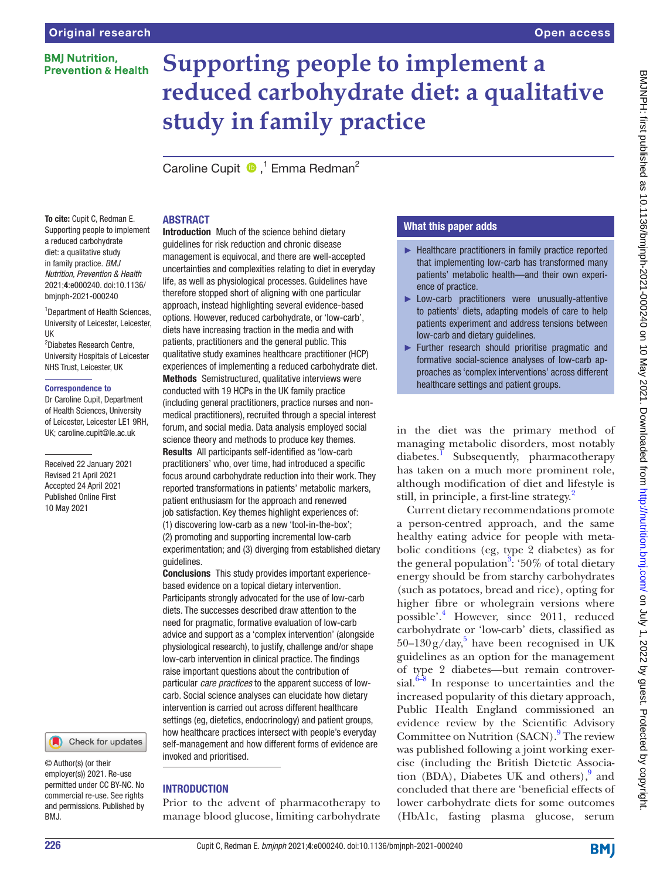Original research

# Supporting people to implement a reduced carbohydrate diet: a qualitative study in family practice

Caroline Cupit[1], Emma Redman[2]

To cite: Cupit C, Redman E. Supporting people to implement a reduced carbohydrate diet: a qualitative study in family practice. *BMJ Nutrition, Prevention & Health* 2021;**4**:e000240. doi:10.1136/bmjnph-2021-000240

[1]Department of Health Sciences, University of Leicester, Leicester, UK
[2]Diabetes Research Centre, University Hospitals of Leicester NHS Trust, Leicester, UK

**Correspondence to**
Dr Caroline Cupit, Department of Health Sciences, University of Leicester, Leicester LE1 9RH, UK; caroline.cupit@le.ac.uk

Received 22 January 2021
Revised 21 April 2021
Accepted 24 April 2021
Published Online First 10 May 2021

© Author(s) (or their employer(s)) 2021. Re-use permitted under CC BY-NC. No commercial re-use. See rights and permissions. Published by BMJ.

## ABSTRACT

**Introduction** Much of the science behind dietary guidelines for risk reduction and chronic disease management is equivocal, and there are well-accepted uncertainties and complexities relating to diet in everyday life, as well as physiological processes. Guidelines have therefore stopped short of aligning with one particular approach, instead highlighting several evidence-based options. However, reduced carbohydrate, or 'low-carb', diets have increasing traction in the media and with patients, practitioners and the general public. This qualitative study examines healthcare practitioner (HCP) experiences of implementing a reduced carbohydrate diet.

**Methods** Semistructured, qualitative interviews were conducted with 19 HCPs in the UK family practice (including general practitioners, practice nurses and non-medical practitioners), recruited through a special interest forum, and social media. Data analysis employed social science theory and methods to produce key themes.

**Results** All participants self-identified as 'low-carb practitioners' who, over time, had introduced a specific focus around carbohydrate reduction into their work. They reported transformations in patients' metabolic markers, patient enthusiasm for the approach and renewed job satisfaction. Key themes highlight experiences of: (1) discovering low-carb as a new 'tool-in-the-box'; (2) promoting and supporting incremental low-carb experimentation; and (3) diverging from established dietary guidelines.

**Conclusions** This study provides important experience-based evidence on a topical dietary intervention. Participants strongly advocated for the use of low-carb diets. The successes described draw attention to the need for pragmatic, formative evaluation of low-carb advice and support as a 'complex intervention' (alongside physiological research), to justify, challenge and/or shape low-carb intervention in clinical practice. The findings raise important questions about the contribution of particular *care practices* to the apparent success of low-carb. Social science analyses can elucidate how dietary intervention is carried out across different healthcare settings (eg, dietetics, endocrinology) and patient groups, how healthcare practices intersect with people's everyday self-management and how different forms of evidence are invoked and prioritised.

## What this paper adds

- Healthcare practitioners in family practice reported that implementing low-carb has transformed many patients' metabolic health—and their own experience of practice.
- Low-carb practitioners were unusually-attentive to patients' diets, adapting models of care to help patients experiment and address tensions between low-carb and dietary guidelines.
- Further research should prioritise pragmatic and formative social-science analyses of low-carb approaches as 'complex interventions' across different healthcare settings and patient groups.

## INTRODUCTION

Prior to the advent of pharmacotherapy to manage blood glucose, limiting carbohydrate in the diet was the primary method of managing metabolic disorders, most notably diabetes.[1] Subsequently, pharmacotherapy has taken on a much more prominent role, although modification of diet and lifestyle is still, in principle, a first-line strategy.[2]

Current dietary recommendations promote a person-centred approach, and the same healthy eating advice for people with metabolic conditions (eg, type 2 diabetes) as for the general population[3]: '50% of total dietary energy should be from starchy carbohydrates (such as potatoes, bread and rice), opting for higher fibre or wholegrain versions where possible'.[4] However, since 2011, reduced carbohydrate or 'low-carb' diets, classified as 50–130 g/day,[5] have been recognised in UK guidelines as an option for the management of type 2 diabetes—but remain controversial.[6–8] In response to uncertainties and the increased popularity of this dietary approach, Public Health England commissioned an evidence review by the Scientific Advisory Committee on Nutrition (SACN).[9] The review was published following a joint working exercise (including the British Dietetic Association (BDA), Diabetes UK and others),[9] and concluded that there are 'beneficial effects of lower carbohydrate diets for some outcomes (HbA1c, fasting plasma glucose, serum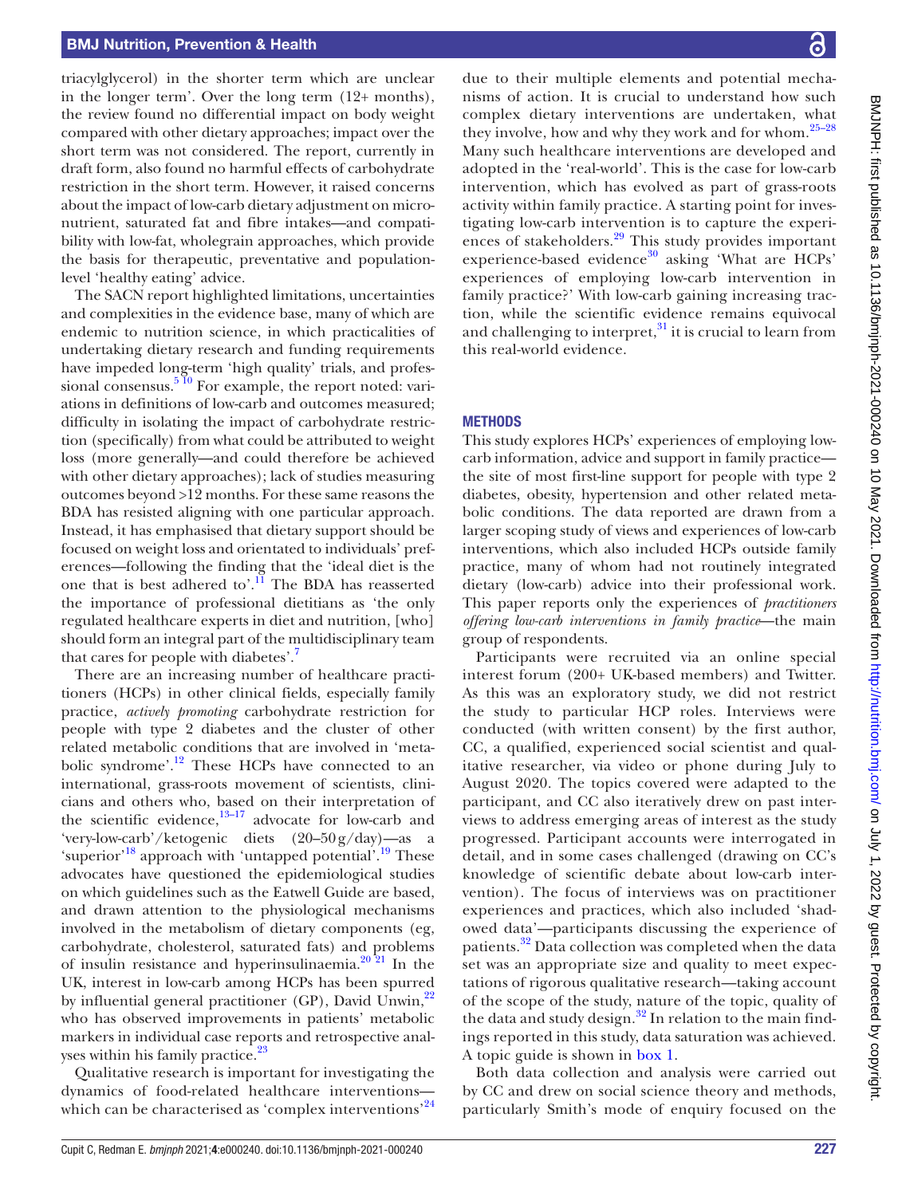triacylglycerol) in the shorter term which are unclear in the longer term'. Over the long term (12+ months), the review found no differential impact on body weight compared with other dietary approaches; impact over the short term was not considered. The report, currently in draft form, also found no harmful effects of carbohydrate restriction in the short term. However, it raised concerns about the impact of low-carb dietary adjustment on micronutrient, saturated fat and fibre intakes—and compatibility with low-fat, wholegrain approaches, which provide the basis for therapeutic, preventative and population-level 'healthy eating' advice.

The SACN report highlighted limitations, uncertainties and complexities in the evidence base, many of which are endemic to nutrition science, in which practicalities of undertaking dietary research and funding requirements have impeded long-term 'high quality' trials, and professional consensus.[5 10] For example, the report noted: variations in definitions of low-carb and outcomes measured; difficulty in isolating the impact of carbohydrate restriction (specifically) from what could be attributed to weight loss (more generally—and could therefore be achieved with other dietary approaches); lack of studies measuring outcomes beyond >12 months. For these same reasons the BDA has resisted aligning with one particular approach. Instead, it has emphasised that dietary support should be focused on weight loss and orientated to individuals' preferences—following the finding that the 'ideal diet is the one that is best adhered to'.[11] The BDA has reasserted the importance of professional dietitians as 'the only regulated healthcare experts in diet and nutrition, [who] should form an integral part of the multidisciplinary team that cares for people with diabetes'.[7]

There are an increasing number of healthcare practitioners (HCPs) in other clinical fields, especially family practice, *actively promoting* carbohydrate restriction for people with type 2 diabetes and the cluster of other related metabolic conditions that are involved in 'metabolic syndrome'.[12] These HCPs have connected to an international, grass-roots movement of scientists, clinicians and others who, based on their interpretation of the scientific evidence,[13–17] advocate for low-carb and 'very-low-carb'/ketogenic diets (20–50 g/day)—as a 'superior'[18] approach with 'untapped potential'.[19] These advocates have questioned the epidemiological studies on which guidelines such as the Eatwell Guide are based, and drawn attention to the physiological mechanisms involved in the metabolism of dietary components (eg, carbohydrate, cholesterol, saturated fats) and problems of insulin resistance and hyperinsulinaemia.[20 21] In the UK, interest in low-carb among HCPs has been spurred by influential general practitioner (GP), David Unwin,[22] who has observed improvements in patients' metabolic markers in individual case reports and retrospective analyses within his family practice.[23]

Qualitative research is important for investigating the dynamics of food-related healthcare interventions—which can be characterised as 'complex interventions'[24] due to their multiple elements and potential mechanisms of action. It is crucial to understand how such complex dietary interventions are undertaken, what they involve, how and why they work and for whom.[25–28] Many such healthcare interventions are developed and adopted in the 'real-world'. This is the case for low-carb intervention, which has evolved as part of grass-roots activity within family practice. A starting point for investigating low-carb intervention is to capture the experiences of stakeholders.[29] This study provides important experience-based evidence[30] asking 'What are HCPs' experiences of employing low-carb intervention in family practice?' With low-carb gaining increasing traction, while the scientific evidence remains equivocal and challenging to interpret,[31] it is crucial to learn from this real-world evidence.

## METHODS

This study explores HCPs' experiences of employing low-carb information, advice and support in family practice—the site of most first-line support for people with type 2 diabetes, obesity, hypertension and other related metabolic conditions. The data reported are drawn from a larger scoping study of views and experiences of low-carb interventions, which also included HCPs outside family practice, many of whom had not routinely integrated dietary (low-carb) advice into their professional work. This paper reports only the experiences of *practitioners offering low-carb interventions in family practice*—the main group of respondents.

Participants were recruited via an online special interest forum (200+ UK-based members) and Twitter. As this was an exploratory study, we did not restrict the study to particular HCP roles. Interviews were conducted (with written consent) by the first author, CC, a qualified, experienced social scientist and qualitative researcher, via video or phone during July to August 2020. The topics covered were adapted to the participant, and CC also iteratively drew on past interviews to address emerging areas of interest as the study progressed. Participant accounts were interrogated in detail, and in some cases challenged (drawing on CC's knowledge of scientific debate about low-carb intervention). The focus of interviews was on practitioner experiences and practices, which also included 'shadowed data'—participants discussing the experience of patients.[32] Data collection was completed when the data set was an appropriate size and quality to meet expectations of rigorous qualitative research—taking account of the scope of the study, nature of the topic, quality of the data and study design.[32] In relation to the main findings reported in this study, data saturation was achieved. A topic guide is shown in box 1.

Both data collection and analysis were carried out by CC and drew on social science theory and methods, particularly Smith's mode of enquiry focused on the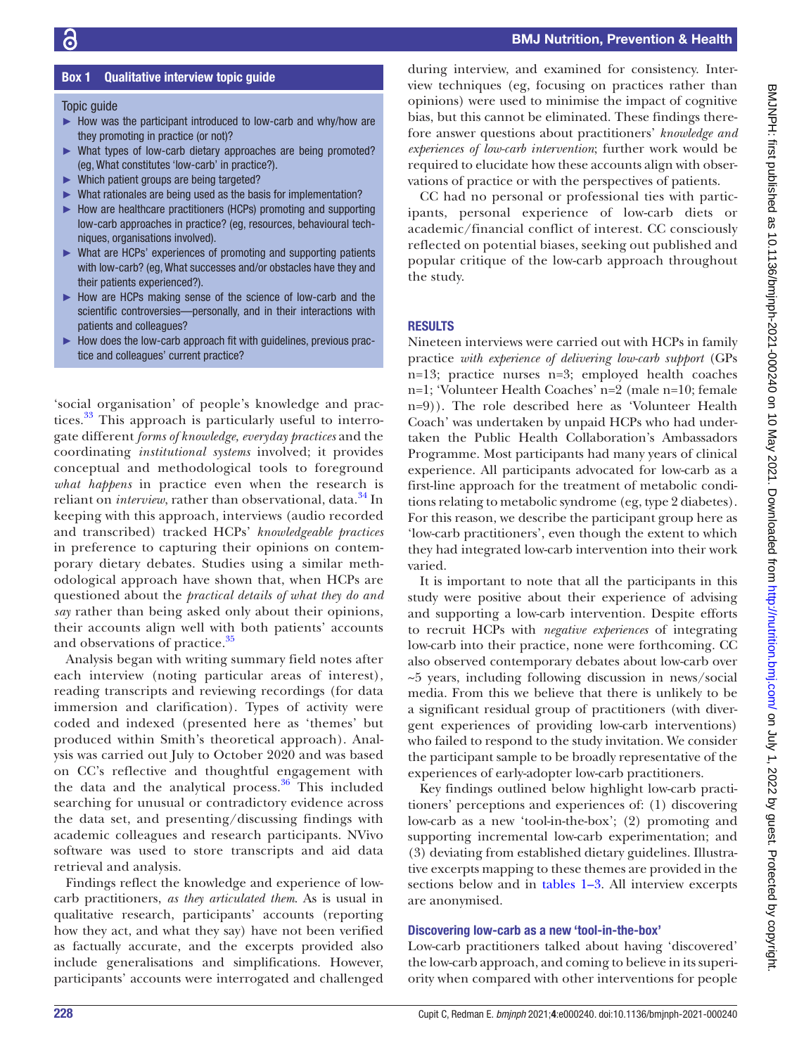### Box 1 Qualitative interview topic guide

Topic guide

- How was the participant introduced to low-carb and why/how are they promoting in practice (or not)?
- What types of low-carb dietary approaches are being promoted? (eg, What constitutes 'low-carb' in practice?).
- Which patient groups are being targeted?
- What rationales are being used as the basis for implementation?
- How are healthcare practitioners (HCPs) promoting and supporting low-carb approaches in practice? (eg, resources, behavioural techniques, organisations involved).
- What are HCPs' experiences of promoting and supporting patients with low-carb? (eg, What successes and/or obstacles have they and their patients experienced?).
- How are HCPs making sense of the science of low-carb and the scientific controversies—personally, and in their interactions with patients and colleagues?
- How does the low-carb approach fit with guidelines, previous practice and colleagues' current practice?

'social organisation' of people's knowledge and practices.[33] This approach is particularly useful to interrogate different *forms of knowledge, everyday practices* and the coordinating *institutional systems* involved; it provides conceptual and methodological tools to foreground *what happens* in practice even when the research is reliant on *interview*, rather than observational, data.[34] In keeping with this approach, interviews (audio recorded and transcribed) tracked HCPs' *knowledgeable practices* in preference to capturing their opinions on contemporary dietary debates. Studies using a similar methodological approach have shown that, when HCPs are questioned about the *practical details of what they do and say* rather than being asked only about their opinions, their accounts align well with both patients' accounts and observations of practice.[35]

Analysis began with writing summary field notes after each interview (noting particular areas of interest), reading transcripts and reviewing recordings (for data immersion and clarification). Types of activity were coded and indexed (presented here as 'themes' but produced within Smith's theoretical approach). Analysis was carried out July to October 2020 and was based on CC's reflective and thoughtful engagement with the data and the analytical process.[36] This included searching for unusual or contradictory evidence across the data set, and presenting/discussing findings with academic colleagues and research participants. NVivo software was used to store transcripts and aid data retrieval and analysis.

Findings reflect the knowledge and experience of low-carb practitioners, *as they articulated them*. As is usual in qualitative research, participants' accounts (reporting how they act, and what they say) have not been verified as factually accurate, and the excerpts provided also include generalisations and simplifications. However, participants' accounts were interrogated and challenged during interview, and examined for consistency. Interview techniques (eg, focusing on practices rather than opinions) were used to minimise the impact of cognitive bias, but this cannot be eliminated. These findings therefore answer questions about practitioners' *knowledge and experiences of low-carb intervention*; further work would be required to elucidate how these accounts align with observations of practice or with the perspectives of patients.

CC had no personal or professional ties with participants, personal experience of low-carb diets or academic/financial conflict of interest. CC consciously reflected on potential biases, seeking out published and popular critique of the low-carb approach throughout the study.

## RESULTS

Nineteen interviews were carried out with HCPs in family practice *with experience of delivering low-carb support* (GPs n=13; practice nurses n=3; employed health coaches n=1; 'Volunteer Health Coaches' n=2 (male n=10; female n=9)). The role described here as 'Volunteer Health Coach' was undertaken by unpaid HCPs who had undertaken the Public Health Collaboration's Ambassadors Programme. Most participants had many years of clinical experience. All participants advocated for low-carb as a first-line approach for the treatment of metabolic conditions relating to metabolic syndrome (eg, type 2 diabetes). For this reason, we describe the participant group here as 'low-carb practitioners', even though the extent to which they had integrated low-carb intervention into their work varied.

It is important to note that all the participants in this study were positive about their experience of advising and supporting a low-carb intervention. Despite efforts to recruit HCPs with *negative experiences* of integrating low-carb into their practice, none were forthcoming. CC also observed contemporary debates about low-carb over ~5 years, including following discussion in news/social media. From this we believe that there is unlikely to be a significant residual group of practitioners (with divergent experiences of providing low-carb interventions) who failed to respond to the study invitation. We consider the participant sample to be broadly representative of the experiences of early-adopter low-carb practitioners.

Key findings outlined below highlight low-carb practitioners' perceptions and experiences of: (1) discovering low-carb as a new 'tool-in-the-box'; (2) promoting and supporting incremental low-carb experimentation; and (3) deviating from established dietary guidelines. Illustrative excerpts mapping to these themes are provided in the sections below and in tables 1–3. All interview excerpts are anonymised.

### Discovering low-carb as a new 'tool-in-the-box'

Low-carb practitioners talked about having 'discovered' the low-carb approach, and coming to believe in its superiority when compared with other interventions for people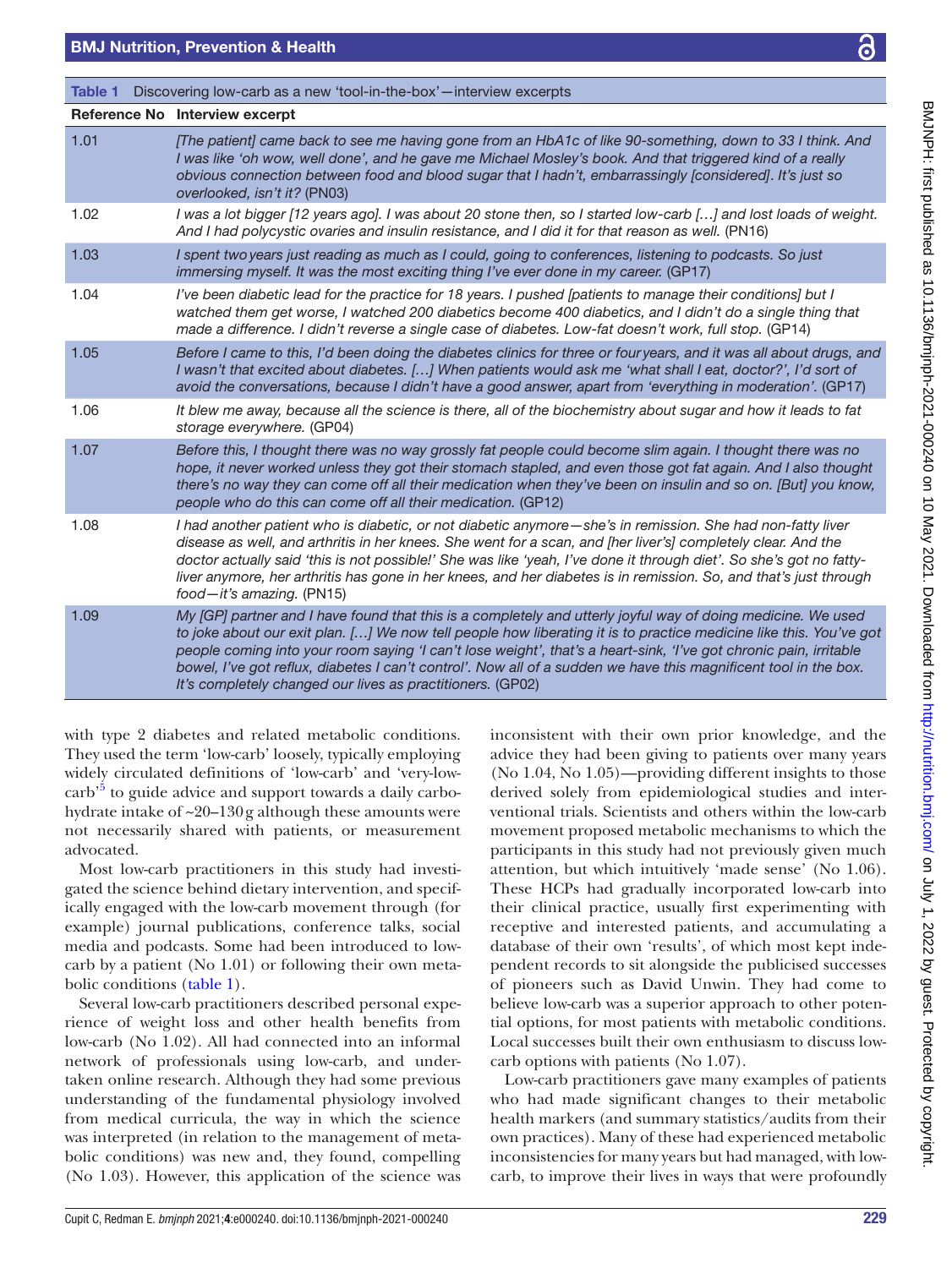Table 1 Discovering low-carb as a new 'tool-in-the-box'—interview excerpts

| Reference No | Interview excerpt |
|---|---|
| 1.01 | *[The patient] came back to see me having gone from an HbA1c of like 90-something, down to 33 I think. And I was like 'oh wow, well done', and he gave me Michael Mosley's book. And that triggered kind of a really obvious connection between food and blood sugar that I hadn't, embarrassingly [considered]. It's just so overlooked, isn't it?* (PN03) |
| 1.02 | *I was a lot bigger [12 years ago]. I was about 20 stone then, so I started low-carb […] and lost loads of weight. And I had polycystic ovaries and insulin resistance, and I did it for that reason as well.* (PN16) |
| 1.03 | *I spent two years just reading as much as I could, going to conferences, listening to podcasts. So just immersing myself. It was the most exciting thing I've ever done in my career.* (GP17) |
| 1.04 | *I've been diabetic lead for the practice for 18 years. I pushed [patients to manage their conditions] but I watched them get worse, I watched 200 diabetics become 400 diabetics, and I didn't do a single thing that made a difference. I didn't reverse a single case of diabetes. Low-fat doesn't work, full stop.* (GP14) |
| 1.05 | *Before I came to this, I'd been doing the diabetes clinics for three or four years, and it was all about drugs, and I wasn't that excited about diabetes. […] When patients would ask me 'what shall I eat, doctor?', I'd sort of avoid the conversations, because I didn't have a good answer, apart from 'everything in moderation'.* (GP17) |
| 1.06 | *It blew me away, because all the science is there, all of the biochemistry about sugar and how it leads to fat storage everywhere.* (GP04) |
| 1.07 | *Before this, I thought there was no way grossly fat people could become slim again. I thought there was no hope, it never worked unless they got their stomach stapled, and even those got fat again. And I also thought there's no way they can come off all their medication when they've been on insulin and so on. [But] you know, people who do this can come off all their medication.* (GP12) |
| 1.08 | *I had another patient who is diabetic, or not diabetic anymore—she's in remission. She had non-fatty liver disease as well, and arthritis in her knees. She went for a scan, and [her liver's] completely clear. And the doctor actually said 'this is not possible!' She was like 'yeah, I've done it through diet'. So she's got no fatty-liver anymore, her arthritis has gone in her knees, and her diabetes is in remission. So, and that's just through food—it's amazing.* (PN15) |
| 1.09 | *My [GP] partner and I have found that this is a completely and utterly joyful way of doing medicine. We used to joke about our exit plan. […] We now tell people how liberating it is to practice medicine like this. You've got people coming into your room saying 'I can't lose weight', that's a heart-sink, 'I've got chronic pain, irritable bowel, I've got reflux, diabetes I can't control'. Now all of a sudden we have this magnificent tool in the box. It's completely changed our lives as practitioners.* (GP02) |

with type 2 diabetes and related metabolic conditions. They used the term 'low-carb' loosely, typically employing widely circulated definitions of 'low-carb' and 'very-low-carb'[5] to guide advice and support towards a daily carbohydrate intake of ~20–130 g although these amounts were not necessarily shared with patients, or measurement advocated.

Most low-carb practitioners in this study had investigated the science behind dietary intervention, and specifically engaged with the low-carb movement through (for example) journal publications, conference talks, social media and podcasts. Some had been introduced to low-carb by a patient (No 1.01) or following their own metabolic conditions (table 1).

Several low-carb practitioners described personal experience of weight loss and other health benefits from low-carb (No 1.02). All had connected into an informal network of professionals using low-carb, and undertaken online research. Although they had some previous understanding of the fundamental physiology involved from medical curricula, the way in which the science was interpreted (in relation to the management of metabolic conditions) was new and, they found, compelling (No 1.03). However, this application of the science was inconsistent with their own prior knowledge, and the advice they had been giving to patients over many years (No 1.04, No 1.05)—providing different insights to those derived solely from epidemiological studies and interventional trials. Scientists and others within the low-carb movement proposed metabolic mechanisms to which the participants in this study had not previously given much attention, but which intuitively 'made sense' (No 1.06). These HCPs had gradually incorporated low-carb into their clinical practice, usually first experimenting with receptive and interested patients, and accumulating a database of their own 'results', of which most kept independent records to sit alongside the publicised successes of pioneers such as David Unwin. They had come to believe low-carb was a superior approach to other potential options, for most patients with metabolic conditions. Local successes built their own enthusiasm to discuss low-carb options with patients (No 1.07).

Low-carb practitioners gave many examples of patients who had made significant changes to their metabolic health markers (and summary statistics/audits from their own practices). Many of these had experienced metabolic inconsistencies for many years but had managed, with low-carb, to improve their lives in ways that were profoundly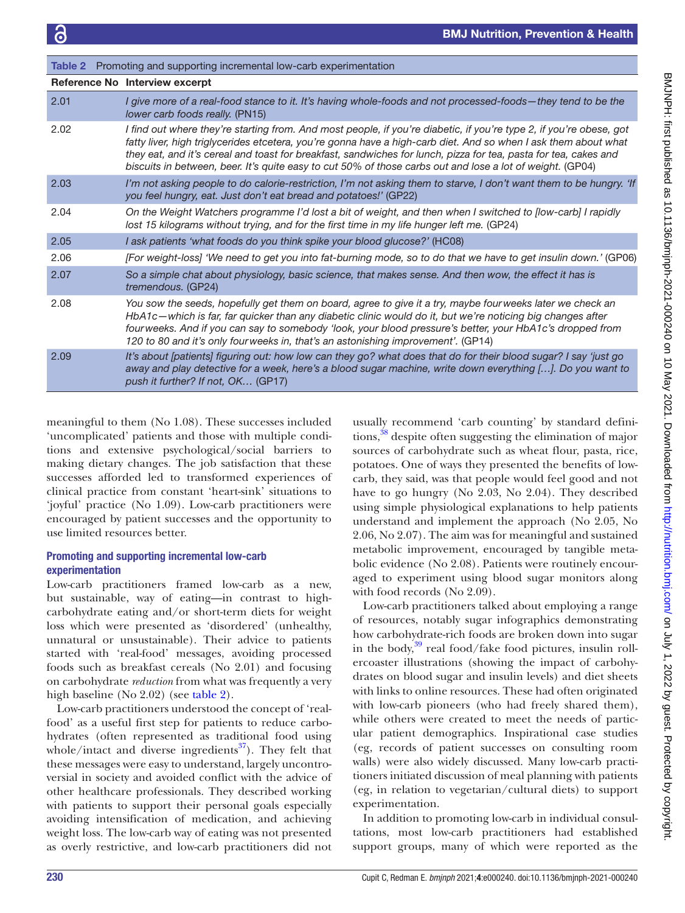Table 2 Promoting and supporting incremental low-carb experimentation

| Reference No | Interview excerpt |
|---|---|
| 2.01 | *I give more of a real-food stance to it. It's having whole-foods and not processed-foods—they tend to be the lower carb foods really.* (PN15) |
| 2.02 | *I find out where they're starting from. And most people, if you're diabetic, if you're type 2, if you're obese, got fatty liver, high triglycerides etcetera, you're gonna have a high-carb diet. And so when I ask them about what they eat, and it's cereal and toast for breakfast, sandwiches for lunch, pizza for tea, pasta for tea, cakes and biscuits in between, beer. It's quite easy to cut 50% of those carbs out and lose a lot of weight.* (GP04) |
| 2.03 | *I'm not asking people to do calorie-restriction, I'm not asking them to starve, I don't want them to be hungry. 'If you feel hungry, eat. Just don't eat bread and potatoes!'* (GP22) |
| 2.04 | *On the Weight Watchers programme I'd lost a bit of weight, and then when I switched to [low-carb] I rapidly lost 15 kilograms without trying, and for the first time in my life hunger left me.* (GP24) |
| 2.05 | *I ask patients 'what foods do you think spike your blood glucose?'* (HC08) |
| 2.06 | *[For weight-loss] 'We need to get you into fat-burning mode, so to do that we have to get insulin down.'* (GP06) |
| 2.07 | *So a simple chat about physiology, basic science, that makes sense. And then wow, the effect it has is tremendous.* (GP24) |
| 2.08 | *You sow the seeds, hopefully get them on board, agree to give it a try, maybe four weeks later we check an HbA1c—which is far, far quicker than any diabetic clinic would do it, but we're noticing big changes after four weeks. And if you can say to somebody 'look, your blood pressure's better, your HbA1c's dropped from 120 to 80 and it's only four weeks in, that's an astonishing improvement'.* (GP14) |
| 2.09 | *It's about [patients] figuring out: how low can they go? what does that do for their blood sugar? I say 'just go away and play detective for a week, here's a blood sugar machine, write down everything […]. Do you want to push it further? If not, OK…* (GP17) |

meaningful to them (No 1.08). These successes included 'uncomplicated' patients and those with multiple conditions and extensive psychological/social barriers to making dietary changes. The job satisfaction that these successes afforded led to transformed experiences of clinical practice from constant 'heart-sink' situations to 'joyful' practice (No 1.09). Low-carb practitioners were encouraged by patient successes and the opportunity to use limited resources better.

### Promoting and supporting incremental low-carb experimentation

Low-carb practitioners framed low-carb as a new, but sustainable, way of eating—in contrast to high-carbohydrate eating and/or short-term diets for weight loss which were presented as 'disordered' (unhealthy, unnatural or unsustainable). Their advice to patients started with 'real-food' messages, avoiding processed foods such as breakfast cereals (No 2.01) and focusing on carbohydrate *reduction* from what was frequently a very high baseline (No 2.02) (see table 2).

Low-carb practitioners understood the concept of 'real-food' as a useful first step for patients to reduce carbohydrates (often represented as traditional food using whole/intact and diverse ingredients[37]). They felt that these messages were easy to understand, largely uncontroversial in society and avoided conflict with the advice of other healthcare professionals. They described working with patients to support their personal goals especially avoiding intensification of medication, and achieving weight loss. The low-carb way of eating was not presented as overly restrictive, and low-carb practitioners did not usually recommend 'carb counting' by standard definitions,[38] despite often suggesting the elimination of major sources of carbohydrate such as wheat flour, pasta, rice, potatoes. One of ways they presented the benefits of low-carb, they said, was that people would feel good and not have to go hungry (No 2.03, No 2.04). They described using simple physiological explanations to help patients understand and implement the approach (No 2.05, No 2.06, No 2.07). The aim was for meaningful and sustained metabolic improvement, encouraged by tangible metabolic evidence (No 2.08). Patients were routinely encouraged to experiment using blood sugar monitors along with food records (No 2.09).

Low-carb practitioners talked about employing a range of resources, notably sugar infographics demonstrating how carbohydrate-rich foods are broken down into sugar in the body,[39] real food/fake food pictures, insulin rollercoaster illustrations (showing the impact of carbohydrates on blood sugar and insulin levels) and diet sheets with links to online resources. These had often originated with low-carb pioneers (who had freely shared them), while others were created to meet the needs of particular patient demographics. Inspirational case studies (eg, records of patient successes on consulting room walls) were also widely discussed. Many low-carb practitioners initiated discussion of meal planning with patients (eg, in relation to vegetarian/cultural diets) to support experimentation.

In addition to promoting low-carb in individual consultations, most low-carb practitioners had established support groups, many of which were reported as the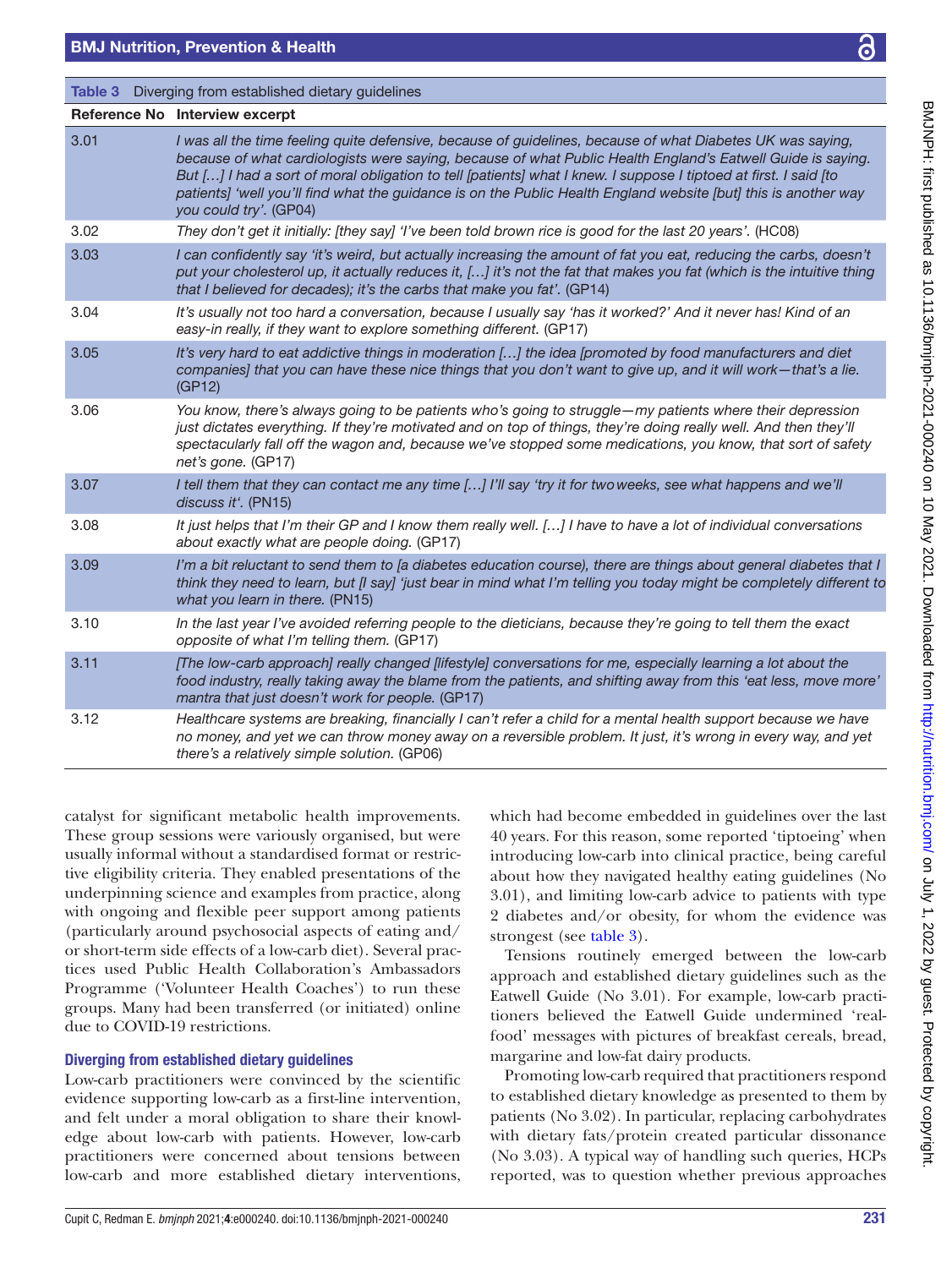Table 3 Diverging from established dietary guidelines

| Reference No | Interview excerpt |
|---|---|
| 3.01 | *I was all the time feeling quite defensive, because of guidelines, because of what Diabetes UK was saying, because of what cardiologists were saying, because of what Public Health England's Eatwell Guide is saying. But […] I had a sort of moral obligation to tell [patients] what I knew. I suppose I tiptoed at first. I said [to patients] 'well you'll find what the guidance is on the Public Health England website [but] this is another way you could try'.* (GP04) |
| 3.02 | *They don't get it initially: [they say] 'I've been told brown rice is good for the last 20 years'.* (HC08) |
| 3.03 | *I can confidently say 'it's weird, but actually increasing the amount of fat you eat, reducing the carbs, doesn't put your cholesterol up, it actually reduces it, […] it's not the fat that makes you fat (which is the intuitive thing that I believed for decades); it's the carbs that make you fat'.* (GP14) |
| 3.04 | *It's usually not too hard a conversation, because I usually say 'has it worked?' And it never has! Kind of an easy-in really, if they want to explore something different.* (GP17) |
| 3.05 | *It's very hard to eat addictive things in moderation […] the idea [promoted by food manufacturers and diet companies] that you can have these nice things that you don't want to give up, and it will work—that's a lie.* (GP12) |
| 3.06 | *You know, there's always going to be patients who's going to struggle—my patients where their depression just dictates everything. If they're motivated and on top of things, they're doing really well. And then they'll spectacularly fall off the wagon and, because we've stopped some medications, you know, that sort of safety net's gone.* (GP17) |
| 3.07 | *I tell them that they can contact me any time […] I'll say 'try it for two weeks, see what happens and we'll discuss it'.* (PN15) |
| 3.08 | *It just helps that I'm their GP and I know them really well. […] I have to have a lot of individual conversations about exactly what are people doing.* (GP17) |
| 3.09 | *I'm a bit reluctant to send them to [a diabetes education course), there are things about general diabetes that I think they need to learn, but [I say] 'just bear in mind what I'm telling you today might be completely different to what you learn in there.* (PN15) |
| 3.10 | *In the last year I've avoided referring people to the dieticians, because they're going to tell them the exact opposite of what I'm telling them.* (GP17) |
| 3.11 | *[The low-carb approach] really changed [lifestyle] conversations for me, especially learning a lot about the food industry, really taking away the blame from the patients, and shifting away from this 'eat less, move more' mantra that just doesn't work for people.* (GP17) |
| 3.12 | *Healthcare systems are breaking, financially I can't refer a child for a mental health support because we have no money, and yet we can throw money away on a reversible problem. It just, it's wrong in every way, and yet there's a relatively simple solution.* (GP06) |

catalyst for significant metabolic health improvements. These group sessions were variously organised, but were usually informal without a standardised format or restrictive eligibility criteria. They enabled presentations of the underpinning science and examples from practice, along with ongoing and flexible peer support among patients (particularly around psychosocial aspects of eating and/or short-term side effects of a low-carb diet). Several practices used Public Health Collaboration's Ambassadors Programme ('Volunteer Health Coaches') to run these groups. Many had been transferred (or initiated) online due to COVID-19 restrictions.

### Diverging from established dietary guidelines

Low-carb practitioners were convinced by the scientific evidence supporting low-carb as a first-line intervention, and felt under a moral obligation to share their knowledge about low-carb with patients. However, low-carb practitioners were concerned about tensions between low-carb and more established dietary interventions, which had become embedded in guidelines over the last 40 years. For this reason, some reported 'tiptoeing' when introducing low-carb into clinical practice, being careful about how they navigated healthy eating guidelines (No 3.01), and limiting low-carb advice to patients with type 2 diabetes and/or obesity, for whom the evidence was strongest (see table 3).

Tensions routinely emerged between the low-carb approach and established dietary guidelines such as the Eatwell Guide (No 3.01). For example, low-carb practitioners believed the Eatwell Guide undermined 'real-food' messages with pictures of breakfast cereals, bread, margarine and low-fat dairy products.

Promoting low-carb required that practitioners respond to established dietary knowledge as presented to them by patients (No 3.02). In particular, replacing carbohydrates with dietary fats/protein created particular dissonance (No 3.03). A typical way of handling such queries, HCPs reported, was to question whether previous approaches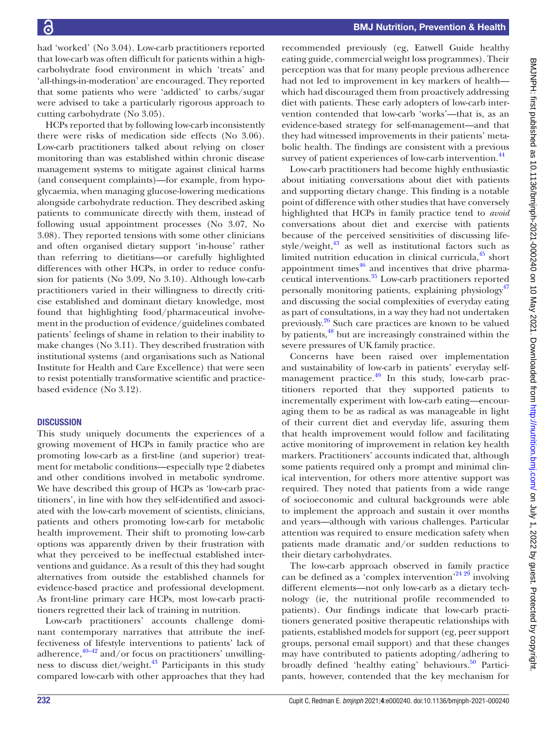had 'worked' (No 3.04). Low-carb practitioners reported that low-carb was often difficult for patients within a high-carbohydrate food environment in which 'treats' and 'all-things-in-moderation' are encouraged. They reported that some patients who were 'addicted' to carbs/sugar were advised to take a particularly rigorous approach to cutting carbohydrate (No 3.05).

HCPs reported that by following low-carb inconsistently there were risks of medication side effects (No 3.06). Low-carb practitioners talked about relying on closer monitoring than was established within chronic disease management systems to mitigate against clinical harms (and consequent complaints)—for example, from hypoglycaemia, when managing glucose-lowering medications alongside carbohydrate reduction. They described asking patients to communicate directly with them, instead of following usual appointment processes (No 3.07, No 3.08). They reported tensions with some other clinicians and often organised dietary support 'in-house' rather than referring to dietitians—or carefully highlighted differences with other HCPs, in order to reduce confusion for patients (No 3.09, No 3.10). Although low-carb practitioners varied in their willingness to directly criticise established and dominant dietary knowledge, most found that highlighting food/pharmaceutical involvement in the production of evidence/guidelines combated patients' feelings of shame in relation to their inability to make changes (No 3.11). They described frustration with institutional systems (and organisations such as National Institute for Health and Care Excellence) that were seen to resist potentially transformative scientific and practice-based evidence (No 3.12).

## DISCUSSION

This study uniquely documents the experiences of a growing movement of HCPs in family practice who are promoting low-carb as a first-line (and superior) treatment for metabolic conditions—especially type 2 diabetes and other conditions involved in metabolic syndrome. We have described this group of HCPs as 'low-carb practitioners', in line with how they self-identified and associated with the low-carb movement of scientists, clinicians, patients and others promoting low-carb for metabolic health improvement. Their shift to promoting low-carb options was apparently driven by their frustration with what they perceived to be ineffectual established interventions and guidance. As a result of this they had sought alternatives from outside the established channels for evidence-based practice and professional development. As front-line primary care HCPs, most low-carb practitioners regretted their lack of training in nutrition.

Low-carb practitioners' accounts challenge dominant contemporary narratives that attribute the ineffectiveness of lifestyle interventions to patients' lack of adherence,[40–42] and/or focus on practitioners' unwillingness to discuss diet/weight.[43] Participants in this study compared low-carb with other approaches that they had recommended previously (eg, Eatwell Guide healthy eating guide, commercial weight loss programmes). Their perception was that for many people previous adherence had not led to improvement in key markers of health—which had discouraged them from proactively addressing diet with patients. These early adopters of low-carb intervention contended that low-carb 'works'—that is, as an evidence-based strategy for self-management—and that they had witnessed improvements in their patients' metabolic health. The findings are consistent with a previous survey of patient experiences of low-carb intervention.[44]

Low-carb practitioners had become highly enthusiastic about initiating conversations about diet with patients and supporting dietary change. This finding is a notable point of difference with other studies that have conversely highlighted that HCPs in family practice tend to *avoid* conversations about diet and exercise with patients because of the perceived sensitivities of discussing lifestyle/weight,[43] as well as institutional factors such as limited nutrition education in clinical curricula,[45] short appointment times[46] and incentives that drive pharmaceutical interventions.[35] Low-carb practitioners reported personally monitoring patients, explaining physiology[47] and discussing the social complexities of everyday eating as part of consultations, in a way they had not undertaken previously.[26] Such care practices are known to be valued by patients,[48] but are increasingly constrained within the severe pressures of UK family practice.

Concerns have been raised over implementation and sustainability of low-carb in patients' everyday self-management practice.[49] In this study, low-carb practitioners reported that they supported patients to incrementally experiment with low-carb eating—encouraging them to be as radical as was manageable in light of their current diet and everyday life, assuring them that health improvement would follow and facilitating active monitoring of improvement in relation key health markers. Practitioners' accounts indicated that, although some patients required only a prompt and minimal clinical intervention, for others more attentive support was required. They noted that patients from a wide range of socioeconomic and cultural backgrounds were able to implement the approach and sustain it over months and years—although with various challenges. Particular attention was required to ensure medication safety when patients made dramatic and/or sudden reductions to their dietary carbohydrates.

The low-carb approach observed in family practice can be defined as a 'complex intervention'[24 29] involving different elements—not only low-carb as a dietary technology (ie, the nutritional profile recommended to patients). Our findings indicate that low-carb practitioners generated positive therapeutic relationships with patients, established models for support (eg, peer support groups, personal email support) and that these changes may have contributed to patients adopting/adhering to broadly defined 'healthy eating' behaviours.[50] Participants, however, contended that the key mechanism for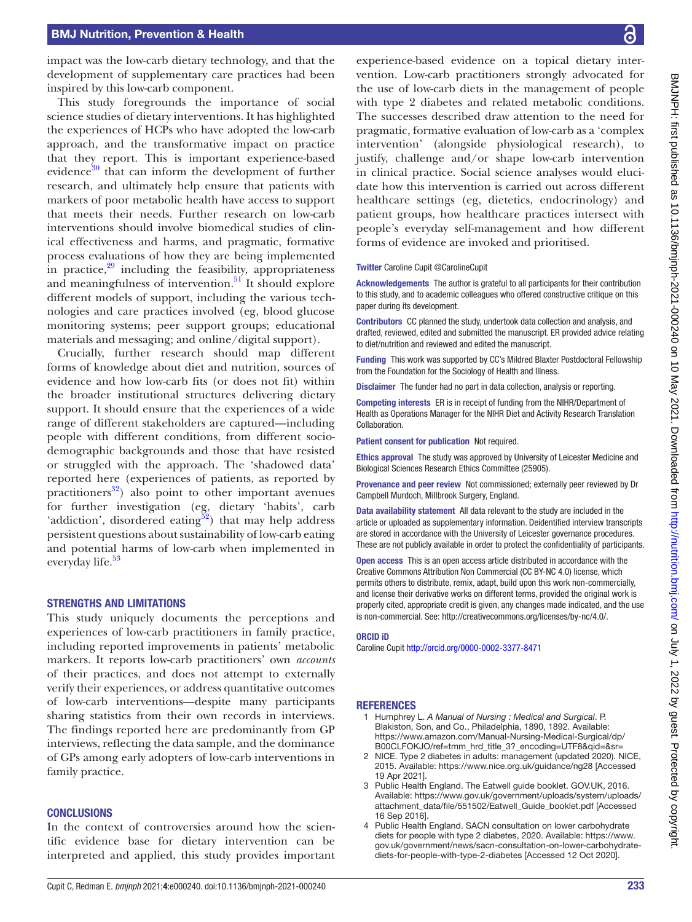impact was the low-carb dietary technology, and that the development of supplementary care practices had been inspired by this low-carb component.

This study foregrounds the importance of social science studies of dietary interventions. It has highlighted the experiences of HCPs who have adopted the low-carb approach, and the transformative impact on practice that they report. This is important experience-based evidence[30] that can inform the development of further research, and ultimately help ensure that patients with markers of poor metabolic health have access to support that meets their needs. Further research on low-carb interventions should involve biomedical studies of clinical effectiveness and harms, and pragmatic, formative process evaluations of how they are being implemented in practice,[29] including the feasibility, appropriateness and meaningfulness of intervention.[51] It should explore different models of support, including the various technologies and care practices involved (eg, blood glucose monitoring systems; peer support groups; educational materials and messaging; and online/digital support).

Crucially, further research should map different forms of knowledge about diet and nutrition, sources of evidence and how low-carb fits (or does not fit) within the broader institutional structures delivering dietary support. It should ensure that the experiences of a wide range of different stakeholders are captured—including people with different conditions, from different sociodemographic backgrounds and those that have resisted or struggled with the approach. The 'shadowed data' reported here (experiences of patients, as reported by practitioners[32]) also point to other important avenues for further investigation (eg, dietary 'habits', carb 'addiction', disordered eating[52]) that may help address persistent questions about sustainability of low-carb eating and potential harms of low-carb when implemented in everyday life.[53]

## STRENGTHS AND LIMITATIONS

This study uniquely documents the perceptions and experiences of low-carb practitioners in family practice, including reported improvements in patients' metabolic markers. It reports low-carb practitioners' own *accounts* of their practices, and does not attempt to externally verify their experiences, or address quantitative outcomes of low-carb interventions—despite many participants sharing statistics from their own records in interviews. The findings reported here are predominantly from GP interviews, reflecting the data sample, and the dominance of GPs among early adopters of low-carb interventions in family practice.

## CONCLUSIONS

In the context of controversies around how the scientific evidence base for dietary intervention can be interpreted and applied, this study provides important experience-based evidence on a topical dietary intervention. Low-carb practitioners strongly advocated for the use of low-carb diets in the management of people with type 2 diabetes and related metabolic conditions. The successes described draw attention to the need for pragmatic, formative evaluation of low-carb as a 'complex intervention' (alongside physiological research), to justify, challenge and/or shape low-carb intervention in clinical practice. Social science analyses would elucidate how this intervention is carried out across different healthcare settings (eg, dietetics, endocrinology) and patient groups, how healthcare practices intersect with people's everyday self-management and how different forms of evidence are invoked and prioritised.

**Twitter** Caroline Cupit @CarolineCupit

**Acknowledgements** The author is grateful to all participants for their contribution to this study, and to academic colleagues who offered constructive critique on this paper during its development.

**Contributors** CC planned the study, undertook data collection and analysis, and drafted, reviewed, edited and submitted the manuscript. ER provided advice relating to diet/nutrition and reviewed and edited the manuscript.

**Funding** This work was supported by CC's Mildred Blaxter Postdoctoral Fellowship from the Foundation for the Sociology of Health and Illness.

**Disclaimer** The funder had no part in data collection, analysis or reporting.

**Competing interests** ER is in receipt of funding from the NIHR/Department of Health as Operations Manager for the NIHR Diet and Activity Research Translation Collaboration.

**Patient consent for publication** Not required.

**Ethics approval** The study was approved by University of Leicester Medicine and Biological Sciences Research Ethics Committee (25905).

**Provenance and peer review** Not commissioned; externally peer reviewed by Dr Campbell Murdoch, Millbrook Surgery, England.

**Data availability statement** All data relevant to the study are included in the article or uploaded as supplementary information. Deidentified interview transcripts are stored in accordance with the University of Leicester governance procedures. These are not publicly available in order to protect the confidentiality of participants.

**Open access** This is an open access article distributed in accordance with the Creative Commons Attribution Non Commercial (CC BY-NC 4.0) license, which permits others to distribute, remix, adapt, build upon this work non-commercially, and license their derivative works on different terms, provided the original work is properly cited, appropriate credit is given, any changes made indicated, and the use is non-commercial. See: http://creativecommons.org/licenses/by-nc/4.0/.

**ORCID iD**

Caroline Cupit http://orcid.org/0000-0002-3377-8471

## REFERENCES

1. Humphrey L. *A Manual of Nursing : Medical and Surgical*. P. Blakiston, Son, and Co., Philadelphia, 1890, 1892. Available: https://www.amazon.com/Manual-Nursing-Medical-Surgical/dp/B00CLFOKJO/ref=tmm_hrd_title_3?_encoding=UTF8&qid=&sr=
2. NICE. Type 2 diabetes in adults: management (updated 2020). NICE, 2015. Available: https://www.nice.org.uk/guidance/ng28 [Accessed 19 Apr 2021].
3. Public Health England. The Eatwell guide booklet. GOV.UK, 2016. Available: https://www.gov.uk/government/uploads/system/uploads/attachment_data/file/551502/Eatwell_Guide_booklet.pdf [Accessed 16 Sep 2016].
4. Public Health England. SACN consultation on lower carbohydrate diets for people with type 2 diabetes, 2020. Available: https://www.gov.uk/government/news/sacn-consultation-on-lower-carbohydrate-diets-for-people-with-type-2-diabetes [Accessed 12 Oct 2020].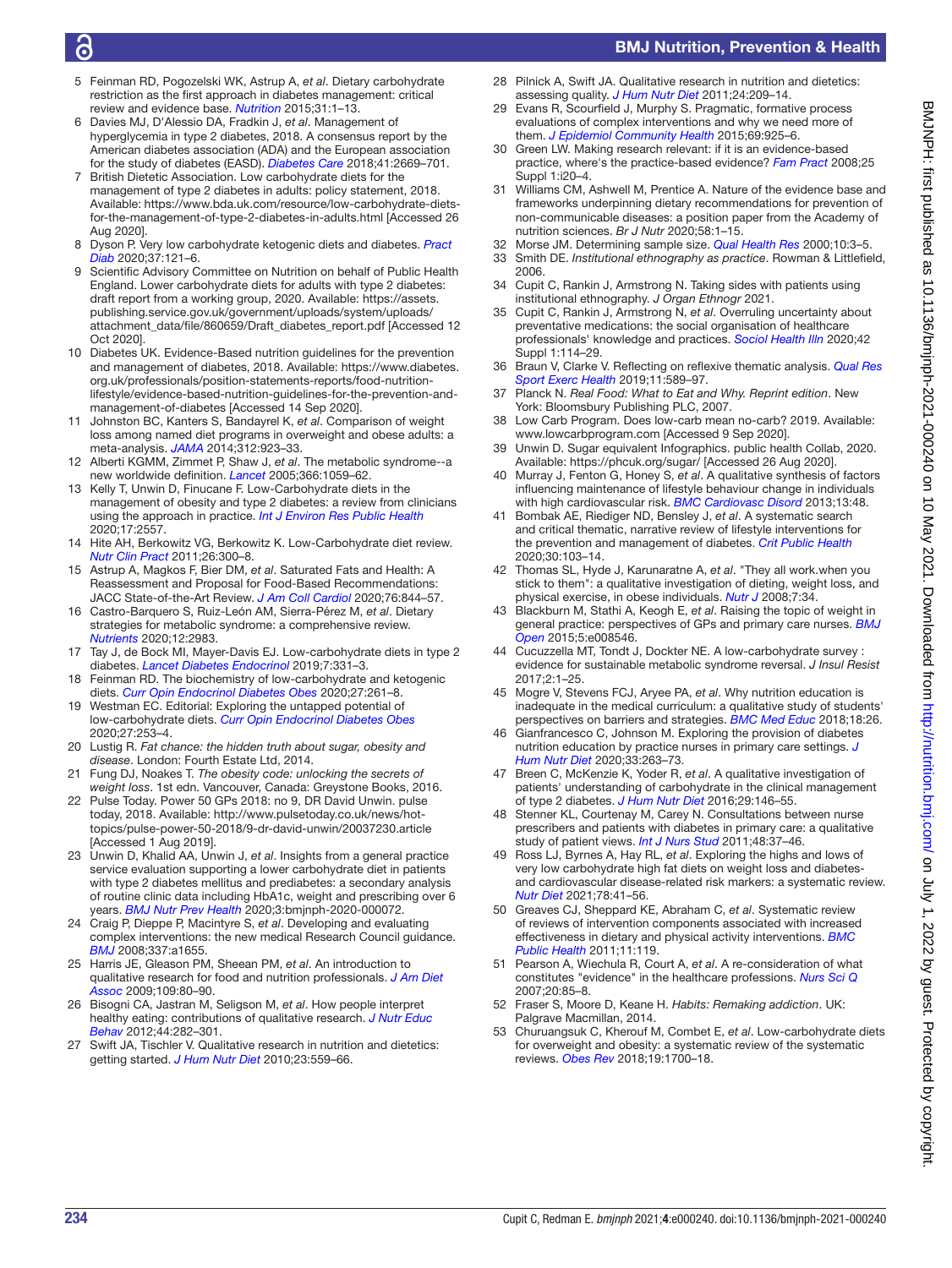5 Feinman RD, Pogozelski WK, Astrup A, *et al*. Dietary carbohydrate restriction as the first approach in diabetes management: critical review and evidence base. *Nutrition* 2015;31:1–13.
6 Davies MJ, D'Alessio DA, Fradkin J, *et al*. Management of hyperglycemia in type 2 diabetes, 2018. A consensus report by the American diabetes association (ADA) and the European association for the study of diabetes (EASD). *Diabetes Care* 2018;41:2669–701.
7 British Dietetic Association. Low carbohydrate diets for the management of type 2 diabetes in adults: policy statement, 2018. Available: https://www.bda.uk.com/resource/low-carbohydrate-diets-for-the-management-of-type-2-diabetes-in-adults.html [Accessed 26 Aug 2020].
8 Dyson P. Very low carbohydrate ketogenic diets and diabetes. *Pract Diab* 2020;37:121–6.
9 Scientific Advisory Committee on Nutrition on behalf of Public Health England. Lower carbohydrate diets for adults with type 2 diabetes: draft report from a working group, 2020. Available: https://assets.publishing.service.gov.uk/government/uploads/system/uploads/attachment_data/file/860659/Draft_diabetes_report.pdf [Accessed 12 Oct 2020].
10 Diabetes UK. Evidence-Based nutrition guidelines for the prevention and management of diabetes, 2018. Available: https://www.diabetes.org.uk/professionals/position-statements-reports/food-nutrition-lifestyle/evidence-based-nutrition-guidelines-for-the-prevention-and-management-of-diabetes [Accessed 14 Sep 2020].
11 Johnston BC, Kanters S, Bandayrel K, *et al*. Comparison of weight loss among named diet programs in overweight and obese adults: a meta-analysis. *JAMA* 2014;312:923–33.
12 Alberti KGMM, Zimmet P, Shaw J, *et al*. The metabolic syndrome--a new worldwide definition. *Lancet* 2005;366:1059–62.
13 Kelly T, Unwin D, Finucane F. Low-Carbohydrate diets in the management of obesity and type 2 diabetes: a review from clinicians using the approach in practice. *Int J Environ Res Public Health* 2020;17:2557.
14 Hite AH, Berkowitz VG, Berkowitz K. Low-Carbohydrate diet review. *Nutr Clin Pract* 2011;26:300–8.
15 Astrup A, Magkos F, Bier DM, *et al*. Saturated Fats and Health: A Reassessment and Proposal for Food-Based Recommendations: JACC State-of-the-Art Review. *J Am Coll Cardiol* 2020;76:844–57.
16 Castro-Barquero S, Ruiz-León AM, Sierra-Pérez M, *et al*. Dietary strategies for metabolic syndrome: a comprehensive review. *Nutrients* 2020;12:2983.
17 Tay J, de Bock MI, Mayer-Davis EJ. Low-carbohydrate diets in type 2 diabetes. *Lancet Diabetes Endocrinol* 2019;7:331–3.
18 Feinman RD. The biochemistry of low-carbohydrate and ketogenic diets. *Curr Opin Endocrinol Diabetes Obes* 2020;27:261–8.
19 Westman EC. Editorial: Exploring the untapped potential of low-carbohydrate diets. *Curr Opin Endocrinol Diabetes Obes* 2020;27:253–4.
20 Lustig R. *Fat chance: the hidden truth about sugar, obesity and disease*. London: Fourth Estate Ltd, 2014.
21 Fung DJ, Noakes T. *The obesity code: unlocking the secrets of weight loss*. 1st edn. Vancouver, Canada: Greystone Books, 2016.
22 Pulse Today. Power 50 GPs 2018: no 9, DR David Unwin. pulse today, 2018. Available: http://www.pulsetoday.co.uk/news/hot-topics/pulse-power-50-2018/9-dr-david-unwin/20037230.article [Accessed 1 Aug 2019].
23 Unwin D, Khalid AA, Unwin J, *et al*. Insights from a general practice service evaluation supporting a lower carbohydrate diet in patients with type 2 diabetes mellitus and prediabetes: a secondary analysis of routine clinic data including HbA1c, weight and prescribing over 6 years. *BMJ Nutr Prev Health* 2020;3:bmjnph-2020-000072.
24 Craig P, Dieppe P, Macintyre S, *et al*. Developing and evaluating complex interventions: the new medical Research Council guidance. *BMJ* 2008;337:a1655.
25 Harris JE, Gleason PM, Sheean PM, *et al*. An introduction to qualitative research for food and nutrition professionals. *J Am Diet Assoc* 2009;109:80–90.
26 Bisogni CA, Jastran M, Seligson M, *et al*. How people interpret healthy eating: contributions of qualitative research. *J Nutr Educ Behav* 2012;44:282–301.
27 Swift JA, Tischler V. Qualitative research in nutrition and dietetics: getting started. *J Hum Nutr Diet* 2010;23:559–66.
28 Pilnick A, Swift JA. Qualitative research in nutrition and dietetics: assessing quality. *J Hum Nutr Diet* 2011;24:209–14.
29 Evans R, Scourfield J, Murphy S. Pragmatic, formative process evaluations of complex interventions and why we need more of them. *J Epidemiol Community Health* 2015;69:925–6.
30 Green LW. Making research relevant: if it is an evidence-based practice, where's the practice-based evidence? *Fam Pract* 2008;25 Suppl 1:i20–4.
31 Williams CM, Ashwell M, Prentice A. Nature of the evidence base and frameworks underpinning dietary recommendations for prevention of non-communicable diseases: a position paper from the Academy of nutrition sciences. *Br J Nutr* 2020;58:1–15.
32 Morse JM. Determining sample size. *Qual Health Res* 2000;10:3–5.
33 Smith DE. *Institutional ethnography as practice*. Rowman & Littlefield, 2006.
34 Cupit C, Rankin J, Armstrong N. Taking sides with patients using institutional ethnography. *J Organ Ethnogr* 2021.
35 Cupit C, Rankin J, Armstrong N, *et al*. Overruling uncertainty about preventative medications: the social organisation of healthcare professionals' knowledge and practices. *Sociol Health Illn* 2020;42 Suppl 1:114–29.
36 Braun V, Clarke V. Reflecting on reflexive thematic analysis. *Qual Res Sport Exerc Health* 2019;11:589–97.
37 Planck N. *Real Food: What to Eat and Why. Reprint edition*. New York: Bloomsbury Publishing PLC, 2007.
38 Low Carb Program. Does low-carb mean no-carb? 2019. Available: www.lowcarbprogram.com [Accessed 9 Sep 2020].
39 Unwin D. Sugar equivalent Infographics. public health Collab, 2020. Available: https://phcuk.org/sugar/ [Accessed 26 Aug 2020].
40 Murray J, Fenton G, Honey S, *et al*. A qualitative synthesis of factors influencing maintenance of lifestyle behaviour change in individuals with high cardiovascular risk. *BMC Cardiovasc Disord* 2013;13:48.
41 Bombak AE, Riediger ND, Bensley J, *et al*. A systematic search and critical thematic, narrative review of lifestyle interventions for the prevention and management of diabetes. *Crit Public Health* 2020;30:103–14.
42 Thomas SL, Hyde J, Karunaratne A, *et al*. "They all work.when you stick to them": a qualitative investigation of dieting, weight loss, and physical exercise, in obese individuals. *Nutr J* 2008;7:34.
43 Blackburn M, Stathi A, Keogh E, *et al*. Raising the topic of weight in general practice: perspectives of GPs and primary care nurses. *BMJ Open* 2015;5:e008546.
44 Cucuzzella MT, Tondt J, Dockter NE. A low-carbohydrate survey : evidence for sustainable metabolic syndrome reversal. *J Insul Resist* 2017;2:1–25.
45 Mogre V, Stevens FCJ, Aryee PA, *et al*. Why nutrition education is inadequate in the medical curriculum: a qualitative study of students' perspectives on barriers and strategies. *BMC Med Educ* 2018;18:26.
46 Gianfrancesco C, Johnson M. Exploring the provision of diabetes nutrition education by practice nurses in primary care settings. *J Hum Nutr Diet* 2020;33:263–73.
47 Breen C, McKenzie K, Yoder R, *et al*. A qualitative investigation of patients' understanding of carbohydrate in the clinical management of type 2 diabetes. *J Hum Nutr Diet* 2016;29:146–55.
48 Stenner KL, Courtenay M, Carey N. Consultations between nurse prescribers and patients with diabetes in primary care: a qualitative study of patient views. *Int J Nurs Stud* 2011;48:37–46.
49 Ross LJ, Byrnes A, Hay RL, *et al*. Exploring the highs and lows of very low carbohydrate high fat diets on weight loss and diabetes- and cardiovascular disease-related risk markers: a systematic review. *Nutr Diet* 2021;78:41–56.
50 Greaves CJ, Sheppard KE, Abraham C, *et al*. Systematic review of reviews of intervention components associated with increased effectiveness in dietary and physical activity interventions. *BMC Public Health* 2011;11:119.
51 Pearson A, Wiechula R, Court A, *et al*. A re-consideration of what constitutes "evidence" in the healthcare professions. *Nurs Sci Q* 2007;20:85–8.
52 Fraser S, Moore D, Keane H. *Habits: Remaking addiction*. UK: Palgrave Macmillan, 2014.
53 Churuangsuk C, Kherouf M, Combet E, *et al*. Low-carbohydrate diets for overweight and obesity: a systematic review of the systematic reviews. *Obes Rev* 2018;19:1700–18.